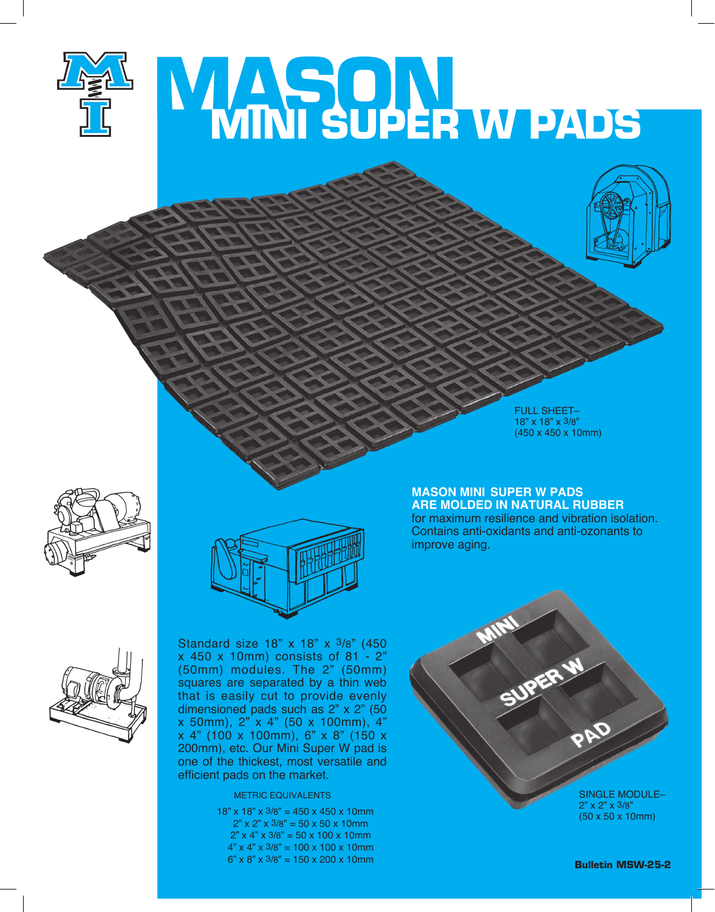# MASON
## MINI SUPER W PADS

FULL SHEET–
18" x 18" x 3/8"
(450 x 450 x 10mm)

**MASON MINI SUPER W PADS ARE MOLDED IN NATURAL RUBBER** for maximum resilience and vibration isolation. Contains anti-oxidants and anti-ozonants to improve aging.

Standard size 18" x 18" x 3/8" (450 x 450 x 10mm) consists of 81 - 2" (50mm) modules. The 2" (50mm) squares are separated by a thin web that is easily cut to provide evenly dimensioned pads such as 2" x 2" (50 x 50mm), 2" x 4" (50 x 100mm), 4" x 4" (100 x 100mm), 6" x 8" (150 x 200mm), etc. Our Mini Super W pad is one of the thickest, most versatile and efficient pads on the market.

METRIC EQUIVALENTS

18" x 18" x 3/8" = 450 x 450 x 10mm
2" x 2" x 3/8" = 50 x 50 x 10mm
2" x 4" x 3/8" = 50 x 100 x 10mm
4" x 4" x 3/8" = 100 x 100 x 10mm
6" x 8" x 3/8" = 150 x 200 x 10mm

SINGLE MODULE–
2" x 2" x 3/8"
(50 x 50 x 10mm)

**Bulletin MSW-25-2**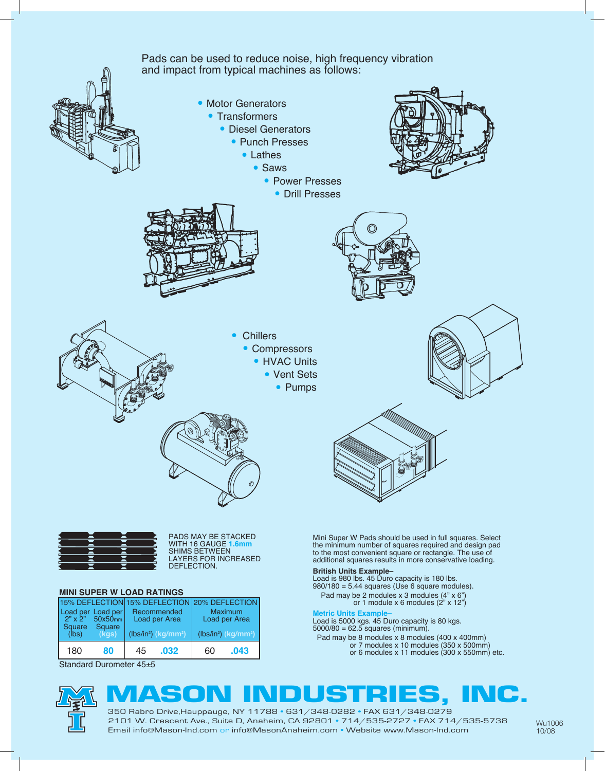Pads can be used to reduce noise, high frequency vibration and impact from typical machines as follows:

- Motor Generators
- Transformers
- Diesel Generators
- Punch Presses
- Lathes
- Saws
- Power Presses
- Drill Presses

- Chillers
- Compressors
- HVAC Units
- Vent Sets
- Pumps

PADS MAY BE STACKED WITH 16 GAUGE 1.6mm SHIMS BETWEEN LAYERS FOR INCREASED DEFLECTION.

### MINI SUPER W LOAD RATINGS

| 15% DEFLECTION | | 15% DEFLECTION | | 20% DEFLECTION | |
|---|---|---|---|---|---|
| Load per 2" x 2" Square (lbs) | Load per 50x50mm Square (kgs) | Recommended Load per Area (lbs/in²) | (kg/mm²) | Maximum Load per Area (lbs/in²) | (kg/mm²) |
| 180 | 80 | 45 | .032 | 60 | .043 |

Standard Durometer 45±5

Mini Super W Pads should be used in full squares. Select the minimum number of squares required and design pad to the most convenient square or rectangle. The use of additional squares results in more conservative loading.

**British Units Example–**
Load is 980 lbs. 45 Duro capacity is 180 lbs.
980/180 = 5.44 squares (Use 6 square modules).
Pad may be 2 modules x 3 modules (4" x 6")
or 1 module x 6 modules (2" x 12")

**Metric Units Example–**
Load is 5000 kgs. 45 Duro capacity is 80 kgs.
5000/80 = 62.5 squares (minimum).
Pad may be 8 modules x 8 modules (400 x 400mm)
or 7 modules x 10 modules (350 x 500mm)
or 6 modules x 11 modules (300 x 550mm) etc.

# MASON INDUSTRIES, INC.

350 Rabro Drive,Hauppauge, NY 11788 • 631/348-0282 • FAX 631/348-0279
2101 W. Crescent Ave., Suite D, Anaheim, CA 92801 • 714/535-2727 • FAX 714/535-5738
Email info@Mason-Ind.com or info@MasonAnaheim.com • Website www.Mason-Ind.com

Wu1006
10/08